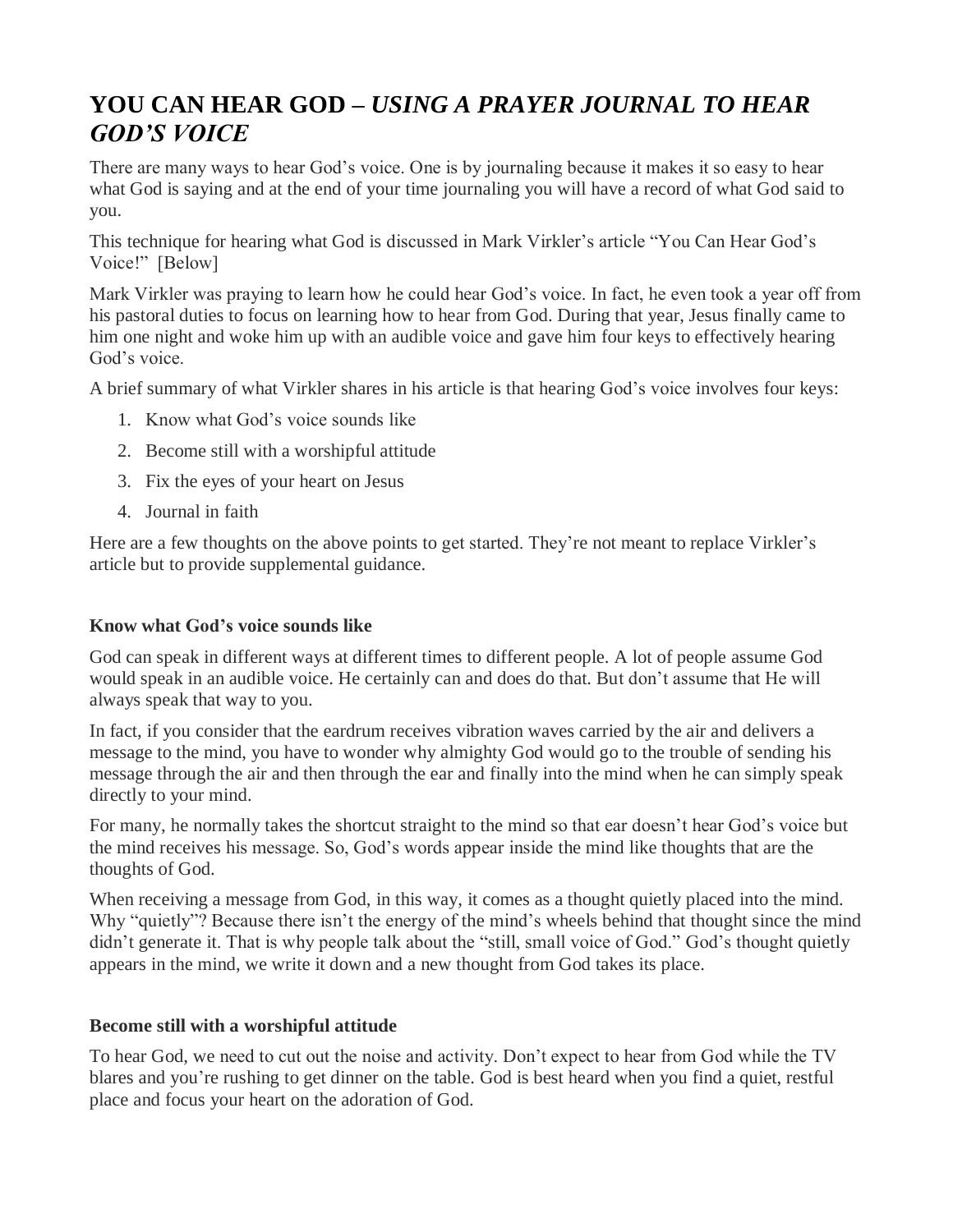# YOU CAN HEAR GOD – *USING A PRAYER JOURNAL TO HEAR GOD'S VOICE*

There are many ways to hear God's voice. One is by journaling because it makes it so easy to hear what God is saying and at the end of your time journaling you will have a record of what God said to you.

This technique for hearing what God is discussed in Mark Virkler's article "You Can Hear God's Voice!" [Below]

Mark Virkler was praying to learn how he could hear God's voice. In fact, he even took a year off from his pastoral duties to focus on learning how to hear from God. During that year, Jesus finally came to him one night and woke him up with an audible voice and gave him four keys to effectively hearing God's voice.

A brief summary of what Virkler shares in his article is that hearing God's voice involves four keys:

1. Know what God's voice sounds like
2. Become still with a worshipful attitude
3. Fix the eyes of your heart on Jesus
4. Journal in faith

Here are a few thoughts on the above points to get started. They're not meant to replace Virkler's article but to provide supplemental guidance.

### Know what God's voice sounds like

God can speak in different ways at different times to different people. A lot of people assume God would speak in an audible voice. He certainly can and does do that. But don't assume that He will always speak that way to you.

In fact, if you consider that the eardrum receives vibration waves carried by the air and delivers a message to the mind, you have to wonder why almighty God would go to the trouble of sending his message through the air and then through the ear and finally into the mind when he can simply speak directly to your mind.

For many, he normally takes the shortcut straight to the mind so that ear doesn't hear God's voice but the mind receives his message. So, God's words appear inside the mind like thoughts that are the thoughts of God.

When receiving a message from God, in this way, it comes as a thought quietly placed into the mind. Why "quietly"? Because there isn't the energy of the mind's wheels behind that thought since the mind didn't generate it. That is why people talk about the "still, small voice of God." God's thought quietly appears in the mind, we write it down and a new thought from God takes its place.

### Become still with a worshipful attitude

To hear God, we need to cut out the noise and activity. Don't expect to hear from God while the TV blares and you're rushing to get dinner on the table. God is best heard when you find a quiet, restful place and focus your heart on the adoration of God.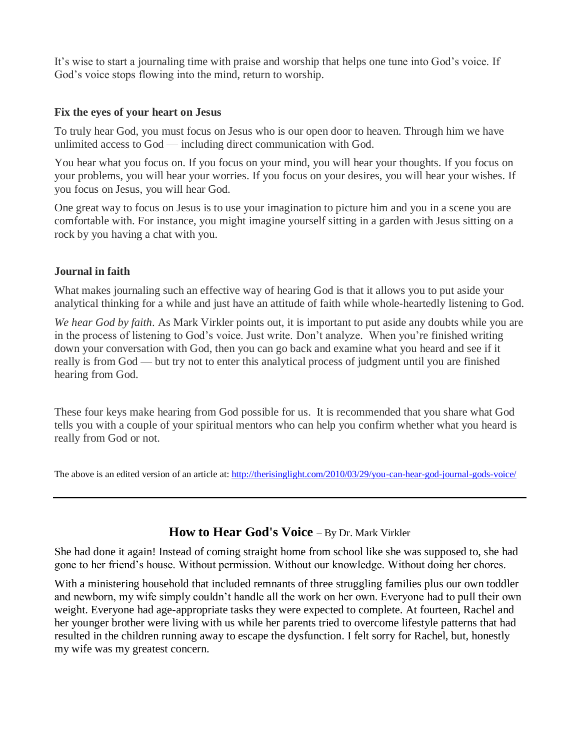It's wise to start a journaling time with praise and worship that helps one tune into God's voice. If God's voice stops flowing into the mind, return to worship.

**Fix the eyes of your heart on Jesus**

To truly hear God, you must focus on Jesus who is our open door to heaven. Through him we have unlimited access to God — including direct communication with God.

You hear what you focus on. If you focus on your mind, you will hear your thoughts. If you focus on your problems, you will hear your worries. If you focus on your desires, you will hear your wishes. If you focus on Jesus, you will hear God.

One great way to focus on Jesus is to use your imagination to picture him and you in a scene you are comfortable with. For instance, you might imagine yourself sitting in a garden with Jesus sitting on a rock by you having a chat with you.

**Journal in faith**

What makes journaling such an effective way of hearing God is that it allows you to put aside your analytical thinking for a while and just have an attitude of faith while whole-heartedly listening to God.

*We hear God by faith*. As Mark Virkler points out, it is important to put aside any doubts while you are in the process of listening to God's voice. Just write. Don't analyze. When you're finished writing down your conversation with God, then you can go back and examine what you heard and see if it really is from God — but try not to enter this analytical process of judgment until you are finished hearing from God.

These four keys make hearing from God possible for us. It is recommended that you share what God tells you with a couple of your spiritual mentors who can help you confirm whether what you heard is really from God or not.

The above is an edited version of an article at: [http://therisinglight.com/2010/03/29/you-can-hear-god-journal-gods-voice/](http://therisinglight.com/2010/03/29/you-can-hear-god-journal-gods-voice/)

---

## How to Hear God's Voice – By Dr. Mark Virkler

She had done it again! Instead of coming straight home from school like she was supposed to, she had gone to her friend's house. Without permission. Without our knowledge. Without doing her chores.

With a ministering household that included remnants of three struggling families plus our own toddler and newborn, my wife simply couldn't handle all the work on her own. Everyone had to pull their own weight. Everyone had age-appropriate tasks they were expected to complete. At fourteen, Rachel and her younger brother were living with us while her parents tried to overcome lifestyle patterns that had resulted in the children running away to escape the dysfunction. I felt sorry for Rachel, but, honestly my wife was my greatest concern.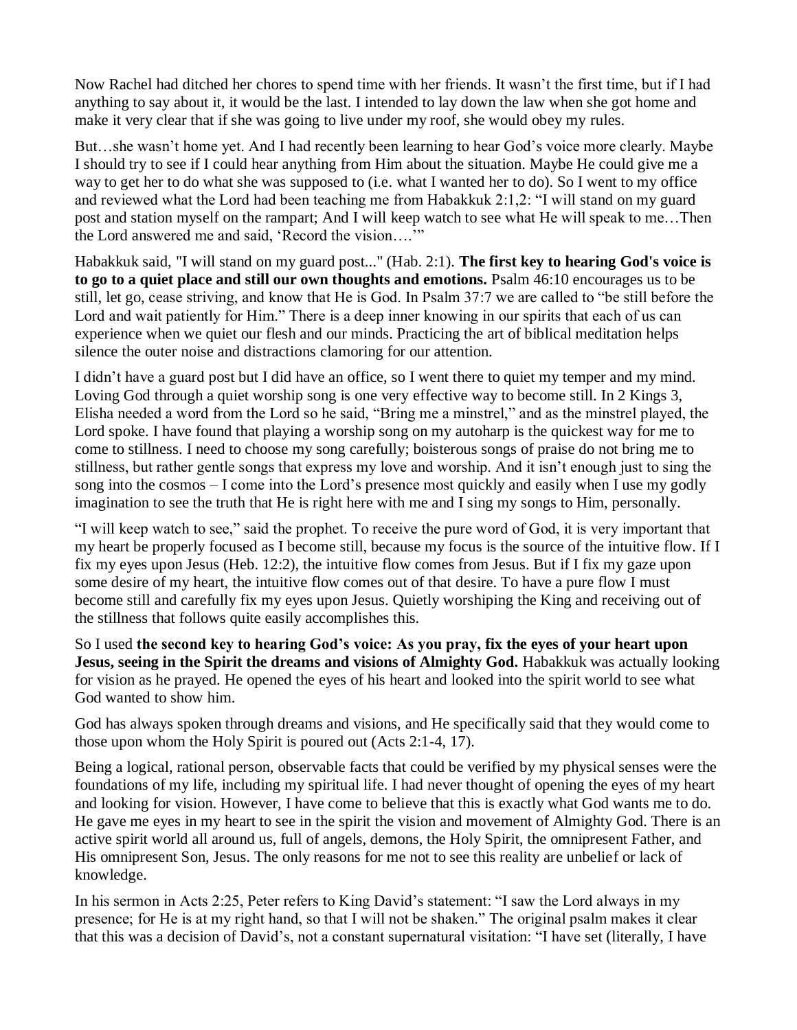Now Rachel had ditched her chores to spend time with her friends. It wasn't the first time, but if I had anything to say about it, it would be the last. I intended to lay down the law when she got home and make it very clear that if she was going to live under my roof, she would obey my rules.

But…she wasn't home yet. And I had recently been learning to hear God's voice more clearly. Maybe I should try to see if I could hear anything from Him about the situation. Maybe He could give me a way to get her to do what she was supposed to (i.e. what I wanted her to do). So I went to my office and reviewed what the Lord had been teaching me from Habakkuk 2:1,2: "I will stand on my guard post and station myself on the rampart; And I will keep watch to see what He will speak to me…Then the Lord answered me and said, 'Record the vision….'"

Habakkuk said, "I will stand on my guard post..." (Hab. 2:1). **The first key to hearing God's voice is to go to a quiet place and still our own thoughts and emotions.** Psalm 46:10 encourages us to be still, let go, cease striving, and know that He is God. In Psalm 37:7 we are called to "be still before the Lord and wait patiently for Him." There is a deep inner knowing in our spirits that each of us can experience when we quiet our flesh and our minds. Practicing the art of biblical meditation helps silence the outer noise and distractions clamoring for our attention.

I didn't have a guard post but I did have an office, so I went there to quiet my temper and my mind. Loving God through a quiet worship song is one very effective way to become still. In 2 Kings 3, Elisha needed a word from the Lord so he said, "Bring me a minstrel," and as the minstrel played, the Lord spoke. I have found that playing a worship song on my autoharp is the quickest way for me to come to stillness. I need to choose my song carefully; boisterous songs of praise do not bring me to stillness, but rather gentle songs that express my love and worship. And it isn't enough just to sing the song into the cosmos – I come into the Lord's presence most quickly and easily when I use my godly imagination to see the truth that He is right here with me and I sing my songs to Him, personally.

"I will keep watch to see," said the prophet. To receive the pure word of God, it is very important that my heart be properly focused as I become still, because my focus is the source of the intuitive flow. If I fix my eyes upon Jesus (Heb. 12:2), the intuitive flow comes from Jesus. But if I fix my gaze upon some desire of my heart, the intuitive flow comes out of that desire. To have a pure flow I must become still and carefully fix my eyes upon Jesus. Quietly worshiping the King and receiving out of the stillness that follows quite easily accomplishes this.

So I used **the second key to hearing God's voice: As you pray, fix the eyes of your heart upon Jesus, seeing in the Spirit the dreams and visions of Almighty God.** Habakkuk was actually looking for vision as he prayed. He opened the eyes of his heart and looked into the spirit world to see what God wanted to show him.

God has always spoken through dreams and visions, and He specifically said that they would come to those upon whom the Holy Spirit is poured out (Acts 2:1-4, 17).

Being a logical, rational person, observable facts that could be verified by my physical senses were the foundations of my life, including my spiritual life. I had never thought of opening the eyes of my heart and looking for vision. However, I have come to believe that this is exactly what God wants me to do. He gave me eyes in my heart to see in the spirit the vision and movement of Almighty God. There is an active spirit world all around us, full of angels, demons, the Holy Spirit, the omnipresent Father, and His omnipresent Son, Jesus. The only reasons for me not to see this reality are unbelief or lack of knowledge.

In his sermon in Acts 2:25, Peter refers to King David's statement: "I saw the Lord always in my presence; for He is at my right hand, so that I will not be shaken." The original psalm makes it clear that this was a decision of David's, not a constant supernatural visitation: "I have set (literally, I have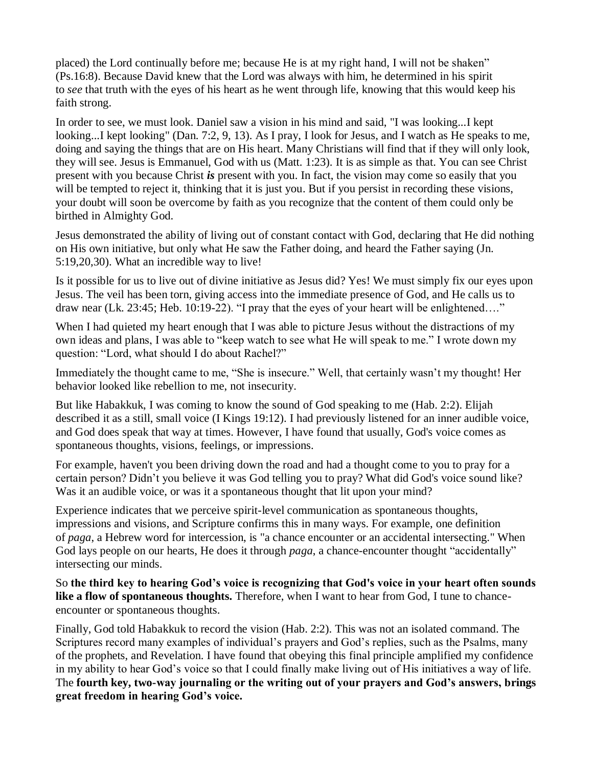placed) the Lord continually before me; because He is at my right hand, I will not be shaken" (Ps.16:8). Because David knew that the Lord was always with him, he determined in his spirit to *see* that truth with the eyes of his heart as he went through life, knowing that this would keep his faith strong.

In order to see, we must look. Daniel saw a vision in his mind and said, "I was looking...I kept looking...I kept looking" (Dan. 7:2, 9, 13). As I pray, I look for Jesus, and I watch as He speaks to me, doing and saying the things that are on His heart. Many Christians will find that if they will only look, they will see. Jesus is Emmanuel, God with us (Matt. 1:23). It is as simple as that. You can see Christ present with you because Christ ***is*** present with you. In fact, the vision may come so easily that you will be tempted to reject it, thinking that it is just you. But if you persist in recording these visions, your doubt will soon be overcome by faith as you recognize that the content of them could only be birthed in Almighty God.

Jesus demonstrated the ability of living out of constant contact with God, declaring that He did nothing on His own initiative, but only what He saw the Father doing, and heard the Father saying (Jn. 5:19,20,30). What an incredible way to live!

Is it possible for us to live out of divine initiative as Jesus did? Yes! We must simply fix our eyes upon Jesus. The veil has been torn, giving access into the immediate presence of God, and He calls us to draw near (Lk. 23:45; Heb. 10:19-22). "I pray that the eyes of your heart will be enlightened…."

When I had quieted my heart enough that I was able to picture Jesus without the distractions of my own ideas and plans, I was able to "keep watch to see what He will speak to me." I wrote down my question: "Lord, what should I do about Rachel?"

Immediately the thought came to me, "She is insecure." Well, that certainly wasn't my thought! Her behavior looked like rebellion to me, not insecurity.

But like Habakkuk, I was coming to know the sound of God speaking to me (Hab. 2:2). Elijah described it as a still, small voice (I Kings 19:12). I had previously listened for an inner audible voice, and God does speak that way at times. However, I have found that usually, God's voice comes as spontaneous thoughts, visions, feelings, or impressions.

For example, haven't you been driving down the road and had a thought come to you to pray for a certain person? Didn't you believe it was God telling you to pray? What did God's voice sound like? Was it an audible voice, or was it a spontaneous thought that lit upon your mind?

Experience indicates that we perceive spirit-level communication as spontaneous thoughts, impressions and visions, and Scripture confirms this in many ways. For example, one definition of *paga*, a Hebrew word for intercession, is "a chance encounter or an accidental intersecting." When God lays people on our hearts, He does it through *paga*, a chance-encounter thought "accidentally" intersecting our minds.

So **the third key to hearing God's voice is recognizing that God's voice in your heart often sounds like a flow of spontaneous thoughts.** Therefore, when I want to hear from God, I tune to chance-encounter or spontaneous thoughts.

Finally, God told Habakkuk to record the vision (Hab. 2:2). This was not an isolated command. The Scriptures record many examples of individual's prayers and God's replies, such as the Psalms, many of the prophets, and Revelation. I have found that obeying this final principle amplified my confidence in my ability to hear God's voice so that I could finally make living out of His initiatives a way of life. The **fourth key, two-way journaling or the writing out of your prayers and God's answers, brings great freedom in hearing God's voice.**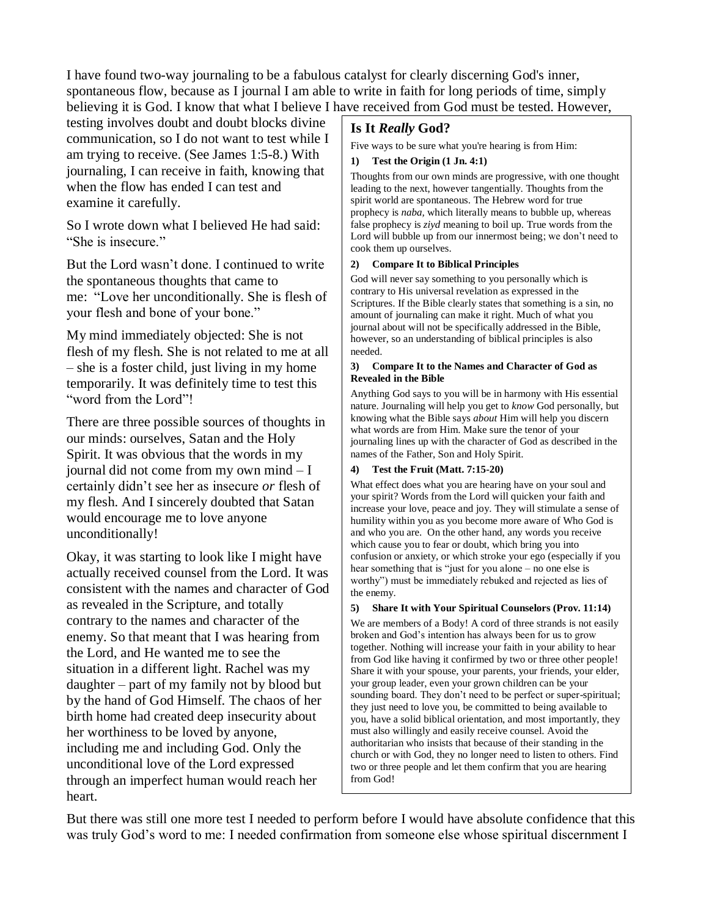I have found two-way journaling to be a fabulous catalyst for clearly discerning God's inner, spontaneous flow, because as I journal I am able to write in faith for long periods of time, simply believing it is God. I know that what I believe I have received from God must be tested. However, testing involves doubt and doubt blocks divine communication, so I do not want to test while I am trying to receive. (See James 1:5-8.) With journaling, I can receive in faith, knowing that when the flow has ended I can test and examine it carefully.

So I wrote down what I believed He had said: "She is insecure."

But the Lord wasn't done. I continued to write the spontaneous thoughts that came to me: "Love her unconditionally. She is flesh of your flesh and bone of your bone."

My mind immediately objected: She is not flesh of my flesh. She is not related to me at all – she is a foster child, just living in my home temporarily. It was definitely time to test this "word from the Lord"!

There are three possible sources of thoughts in our minds: ourselves, Satan and the Holy Spirit. It was obvious that the words in my journal did not come from my own mind – I certainly didn't see her as insecure *or* flesh of my flesh. And I sincerely doubted that Satan would encourage me to love anyone unconditionally!

Okay, it was starting to look like I might have actually received counsel from the Lord. It was consistent with the names and character of God as revealed in the Scripture, and totally contrary to the names and character of the enemy. So that meant that I was hearing from the Lord, and He wanted me to see the situation in a different light. Rachel was my daughter – part of my family not by blood but by the hand of God Himself. The chaos of her birth home had created deep insecurity about her worthiness to be loved by anyone, including me and including God. Only the unconditional love of the Lord expressed through an imperfect human would reach her heart.

## Is It *Really* God?

Five ways to be sure what you're hearing is from Him:

**1) Test the Origin (1 Jn. 4:1)**

Thoughts from our own minds are progressive, with one thought leading to the next, however tangentially. Thoughts from the spirit world are spontaneous. The Hebrew word for true prophecy is *naba,* which literally means to bubble up, whereas false prophecy is *ziyd* meaning to boil up. True words from the Lord will bubble up from our innermost being; we don't need to cook them up ourselves.

**2) Compare It to Biblical Principles**

God will never say something to you personally which is contrary to His universal revelation as expressed in the Scriptures. If the Bible clearly states that something is a sin, no amount of journaling can make it right. Much of what you journal about will not be specifically addressed in the Bible, however, so an understanding of biblical principles is also needed.

**3) Compare It to the Names and Character of God as Revealed in the Bible**

Anything God says to you will be in harmony with His essential nature. Journaling will help you get to *know* God personally, but knowing what the Bible says *about* Him will help you discern what words are from Him. Make sure the tenor of your journaling lines up with the character of God as described in the names of the Father, Son and Holy Spirit.

**4) Test the Fruit (Matt. 7:15-20)**

What effect does what you are hearing have on your soul and your spirit? Words from the Lord will quicken your faith and increase your love, peace and joy. They will stimulate a sense of humility within you as you become more aware of Who God is and who you are. On the other hand, any words you receive which cause you to fear or doubt, which bring you into confusion or anxiety, or which stroke your ego (especially if you hear something that is "just for you alone – no one else is worthy") must be immediately rebuked and rejected as lies of the enemy.

**5) Share It with Your Spiritual Counselors (Prov. 11:14)**

We are members of a Body! A cord of three strands is not easily broken and God's intention has always been for us to grow together. Nothing will increase your faith in your ability to hear from God like having it confirmed by two or three other people! Share it with your spouse, your parents, your friends, your elder, your group leader, even your grown children can be your sounding board. They don't need to be perfect or super-spiritual; they just need to love you, be committed to being available to you, have a solid biblical orientation, and most importantly, they must also willingly and easily receive counsel. Avoid the authoritarian who insists that because of their standing in the church or with God, they no longer need to listen to others. Find two or three people and let them confirm that you are hearing from God!

But there was still one more test I needed to perform before I would have absolute confidence that this was truly God's word to me: I needed confirmation from someone else whose spiritual discernment I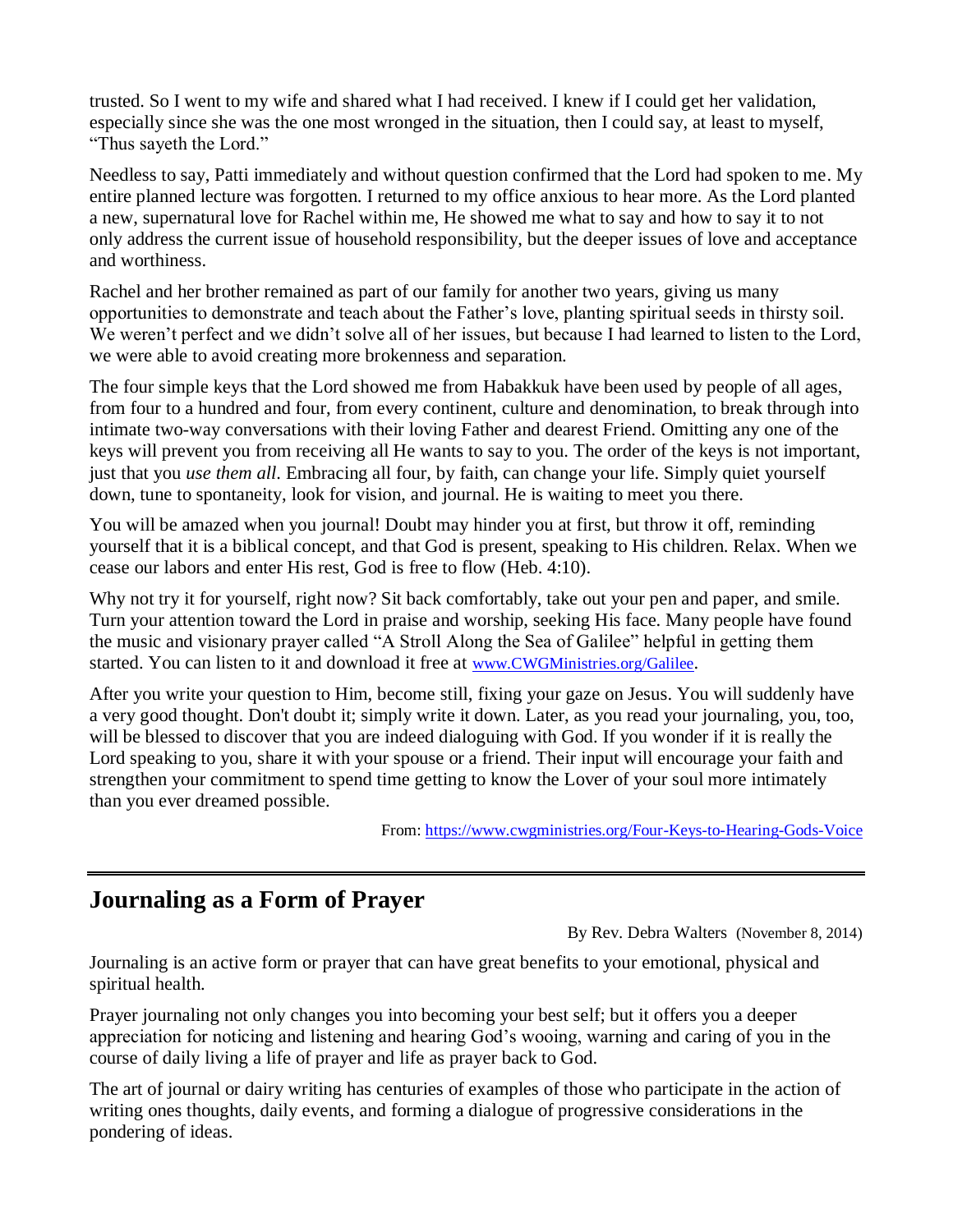trusted. So I went to my wife and shared what I had received. I knew if I could get her validation, especially since she was the one most wronged in the situation, then I could say, at least to myself, "Thus sayeth the Lord."

Needless to say, Patti immediately and without question confirmed that the Lord had spoken to me. My entire planned lecture was forgotten. I returned to my office anxious to hear more. As the Lord planted a new, supernatural love for Rachel within me, He showed me what to say and how to say it to not only address the current issue of household responsibility, but the deeper issues of love and acceptance and worthiness.

Rachel and her brother remained as part of our family for another two years, giving us many opportunities to demonstrate and teach about the Father's love, planting spiritual seeds in thirsty soil. We weren't perfect and we didn't solve all of her issues, but because I had learned to listen to the Lord, we were able to avoid creating more brokenness and separation.

The four simple keys that the Lord showed me from Habakkuk have been used by people of all ages, from four to a hundred and four, from every continent, culture and denomination, to break through into intimate two-way conversations with their loving Father and dearest Friend. Omitting any one of the keys will prevent you from receiving all He wants to say to you. The order of the keys is not important, just that you *use them all*. Embracing all four, by faith, can change your life. Simply quiet yourself down, tune to spontaneity, look for vision, and journal. He is waiting to meet you there.

You will be amazed when you journal! Doubt may hinder you at first, but throw it off, reminding yourself that it is a biblical concept, and that God is present, speaking to His children. Relax. When we cease our labors and enter His rest, God is free to flow (Heb. 4:10).

Why not try it for yourself, right now? Sit back comfortably, take out your pen and paper, and smile. Turn your attention toward the Lord in praise and worship, seeking His face. Many people have found the music and visionary prayer called "A Stroll Along the Sea of Galilee" helpful in getting them started. You can listen to it and download it free at www.CWGMinistries.org/Galilee.

After you write your question to Him, become still, fixing your gaze on Jesus. You will suddenly have a very good thought. Don't doubt it; simply write it down. Later, as you read your journaling, you, too, will be blessed to discover that you are indeed dialoguing with God. If you wonder if it is really the Lord speaking to you, share it with your spouse or a friend. Their input will encourage your faith and strengthen your commitment to spend time getting to know the Lover of your soul more intimately than you ever dreamed possible.

From: https://www.cwgministries.org/Four-Keys-to-Hearing-Gods-Voice

---

## Journaling as a Form of Prayer

By Rev. Debra Walters (November 8, 2014)

Journaling is an active form or prayer that can have great benefits to your emotional, physical and spiritual health.

Prayer journaling not only changes you into becoming your best self; but it offers you a deeper appreciation for noticing and listening and hearing God's wooing, warning and caring of you in the course of daily living a life of prayer and life as prayer back to God.

The art of journal or dairy writing has centuries of examples of those who participate in the action of writing ones thoughts, daily events, and forming a dialogue of progressive considerations in the pondering of ideas.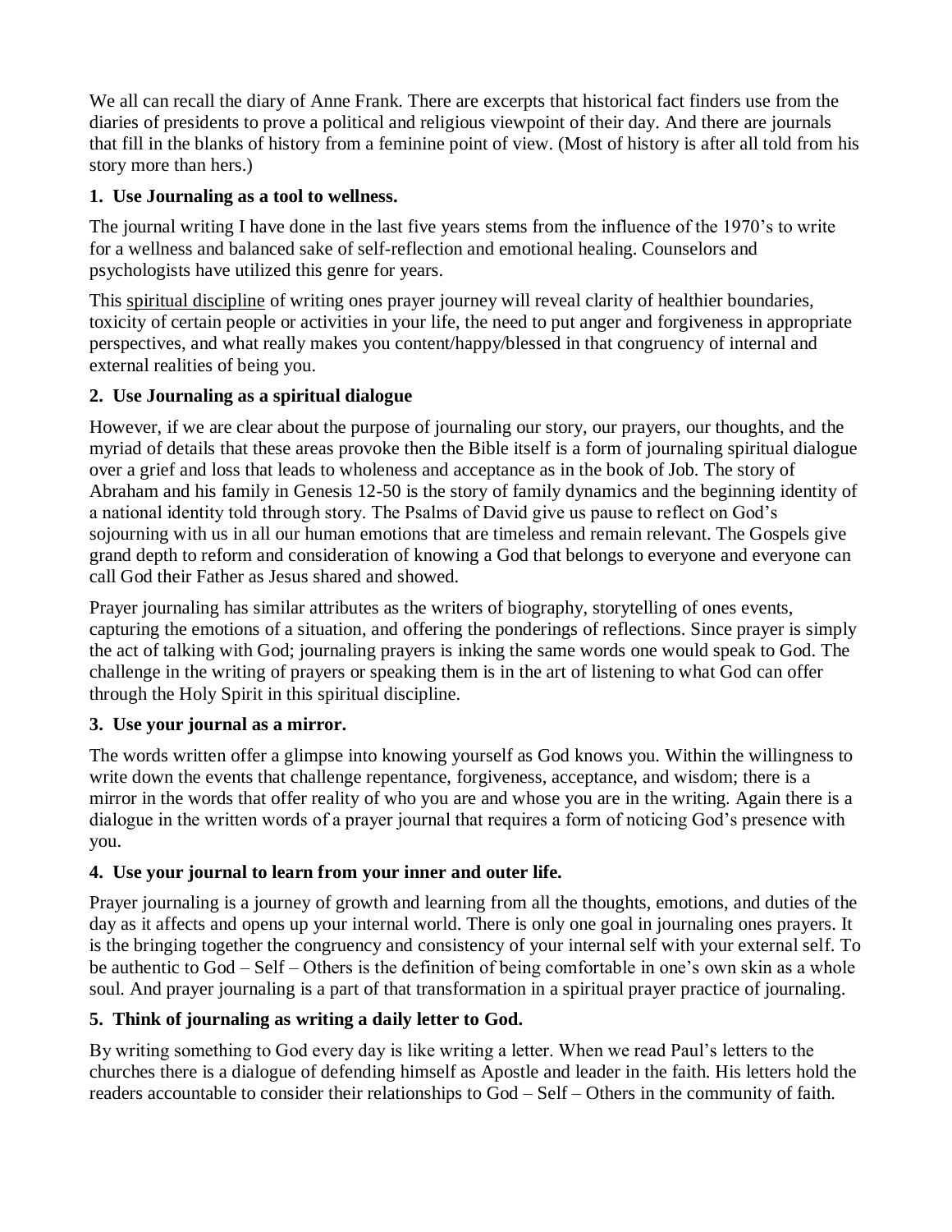We all can recall the diary of Anne Frank. There are excerpts that historical fact finders use from the diaries of presidents to prove a political and religious viewpoint of their day. And there are journals that fill in the blanks of history from a feminine point of view. (Most of history is after all told from his story more than hers.)

**1. Use Journaling as a tool to wellness.**

The journal writing I have done in the last five years stems from the influence of the 1970's to write for a wellness and balanced sake of self-reflection and emotional healing. Counselors and psychologists have utilized this genre for years.

This spiritual discipline of writing ones prayer journey will reveal clarity of healthier boundaries, toxicity of certain people or activities in your life, the need to put anger and forgiveness in appropriate perspectives, and what really makes you content/happy/blessed in that congruency of internal and external realities of being you.

**2. Use Journaling as a spiritual dialogue**

However, if we are clear about the purpose of journaling our story, our prayers, our thoughts, and the myriad of details that these areas provoke then the Bible itself is a form of journaling spiritual dialogue over a grief and loss that leads to wholeness and acceptance as in the book of Job. The story of Abraham and his family in Genesis 12-50 is the story of family dynamics and the beginning identity of a national identity told through story. The Psalms of David give us pause to reflect on God's sojourning with us in all our human emotions that are timeless and remain relevant. The Gospels give grand depth to reform and consideration of knowing a God that belongs to everyone and everyone can call God their Father as Jesus shared and showed.

Prayer journaling has similar attributes as the writers of biography, storytelling of ones events, capturing the emotions of a situation, and offering the ponderings of reflections. Since prayer is simply the act of talking with God; journaling prayers is inking the same words one would speak to God. The challenge in the writing of prayers or speaking them is in the art of listening to what God can offer through the Holy Spirit in this spiritual discipline.

**3. Use your journal as a mirror.**

The words written offer a glimpse into knowing yourself as God knows you. Within the willingness to write down the events that challenge repentance, forgiveness, acceptance, and wisdom; there is a mirror in the words that offer reality of who you are and whose you are in the writing. Again there is a dialogue in the written words of a prayer journal that requires a form of noticing God's presence with you.

**4. Use your journal to learn from your inner and outer life.**

Prayer journaling is a journey of growth and learning from all the thoughts, emotions, and duties of the day as it affects and opens up your internal world. There is only one goal in journaling ones prayers. It is the bringing together the congruency and consistency of your internal self with your external self. To be authentic to God – Self – Others is the definition of being comfortable in one's own skin as a whole soul. And prayer journaling is a part of that transformation in a spiritual prayer practice of journaling.

**5. Think of journaling as writing a daily letter to God.**

By writing something to God every day is like writing a letter. When we read Paul's letters to the churches there is a dialogue of defending himself as Apostle and leader in the faith. His letters hold the readers accountable to consider their relationships to God – Self – Others in the community of faith.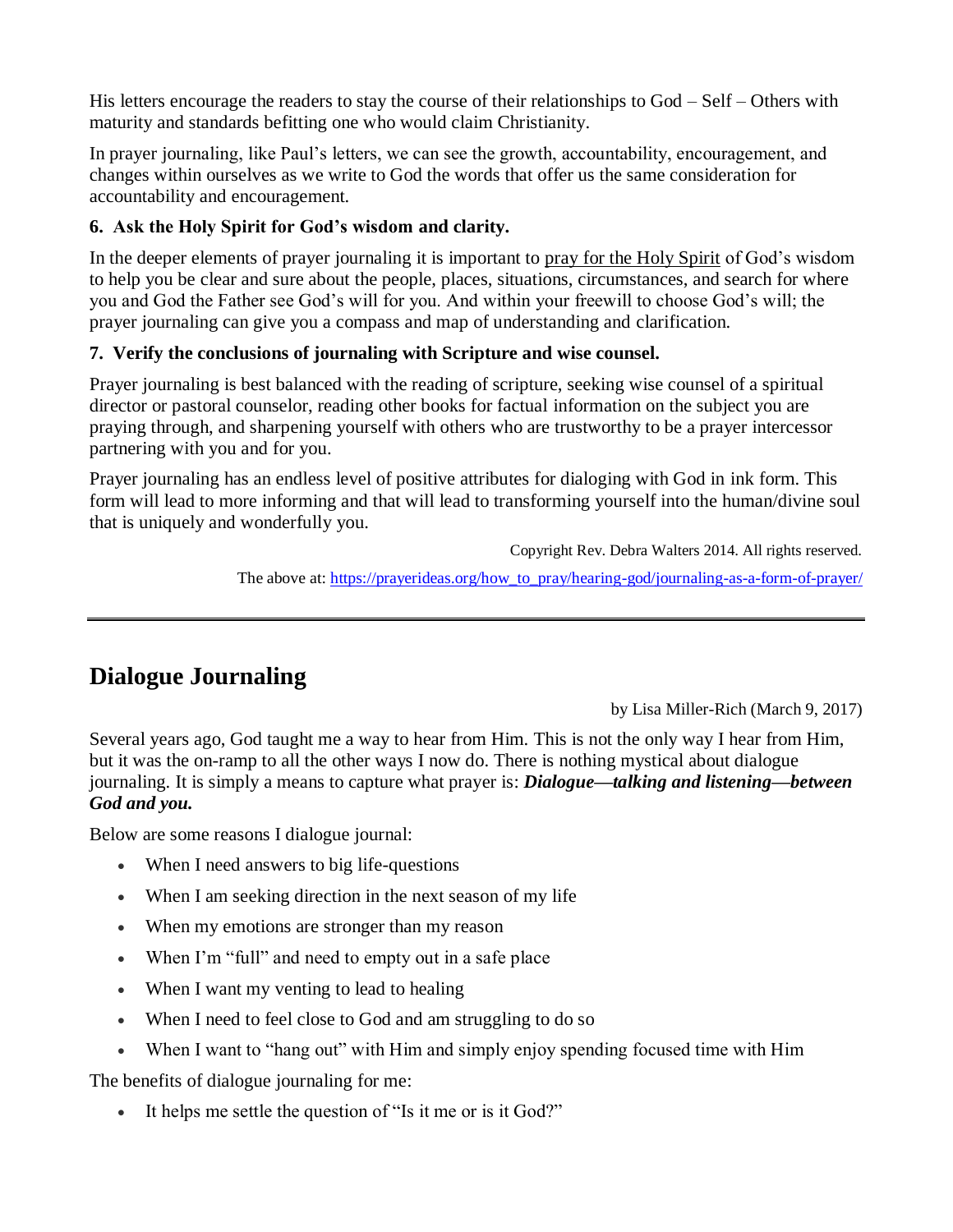His letters encourage the readers to stay the course of their relationships to God – Self – Others with maturity and standards befitting one who would claim Christianity.

In prayer journaling, like Paul's letters, we can see the growth, accountability, encouragement, and changes within ourselves as we write to God the words that offer us the same consideration for accountability and encouragement.

**6. Ask the Holy Spirit for God's wisdom and clarity.**

In the deeper elements of prayer journaling it is important to pray for the Holy Spirit of God's wisdom to help you be clear and sure about the people, places, situations, circumstances, and search for where you and God the Father see God's will for you. And within your freewill to choose God's will; the prayer journaling can give you a compass and map of understanding and clarification.

**7. Verify the conclusions of journaling with Scripture and wise counsel.**

Prayer journaling is best balanced with the reading of scripture, seeking wise counsel of a spiritual director or pastoral counselor, reading other books for factual information on the subject you are praying through, and sharpening yourself with others who are trustworthy to be a prayer intercessor partnering with you and for you.

Prayer journaling has an endless level of positive attributes for dialoging with God in ink form. This form will lead to more informing and that will lead to transforming yourself into the human/divine soul that is uniquely and wonderfully you.

Copyright Rev. Debra Walters 2014. All rights reserved.

The above at: https://prayerideas.org/how_to_pray/hearing-god/journaling-as-a-form-of-prayer/

---

## Dialogue Journaling

by Lisa Miller-Rich (March 9, 2017)

Several years ago, God taught me a way to hear from Him. This is not the only way I hear from Him, but it was the on-ramp to all the other ways I now do. There is nothing mystical about dialogue journaling. It is simply a means to capture what prayer is: ***Dialogue—talking and listening—between God and you.***

Below are some reasons I dialogue journal:

- When I need answers to big life-questions
- When I am seeking direction in the next season of my life
- When my emotions are stronger than my reason
- When I'm "full" and need to empty out in a safe place
- When I want my venting to lead to healing
- When I need to feel close to God and am struggling to do so
- When I want to "hang out" with Him and simply enjoy spending focused time with Him

The benefits of dialogue journaling for me:

- It helps me settle the question of "Is it me or is it God?"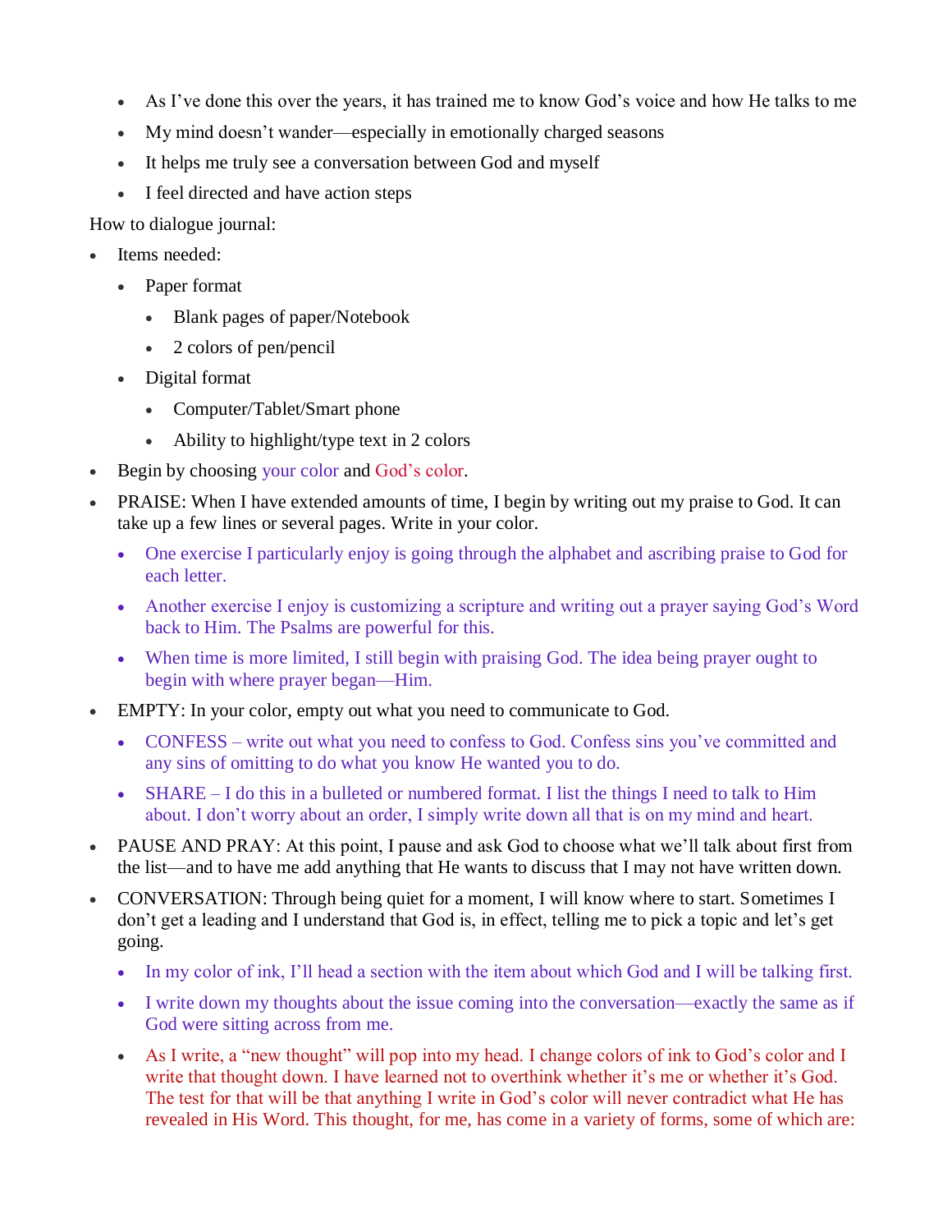- As I've done this over the years, it has trained me to know God's voice and how He talks to me
- My mind doesn't wander—especially in emotionally charged seasons
- It helps me truly see a conversation between God and myself
- I feel directed and have action steps

How to dialogue journal:

- Items needed:
  - Paper format
    - Blank pages of paper/Notebook
    - 2 colors of pen/pencil
  - Digital format
    - Computer/Tablet/Smart phone
    - Ability to highlight/type text in 2 colors
- Begin by choosing your color and God's color.
- PRAISE: When I have extended amounts of time, I begin by writing out my praise to God. It can take up a few lines or several pages. Write in your color.
  - One exercise I particularly enjoy is going through the alphabet and ascribing praise to God for each letter.
  - Another exercise I enjoy is customizing a scripture and writing out a prayer saying God's Word back to Him. The Psalms are powerful for this.
  - When time is more limited, I still begin with praising God. The idea being prayer ought to begin with where prayer began—Him.
- EMPTY: In your color, empty out what you need to communicate to God.
  - CONFESS – write out what you need to confess to God. Confess sins you've committed and any sins of omitting to do what you know He wanted you to do.
  - SHARE – I do this in a bulleted or numbered format. I list the things I need to talk to Him about. I don't worry about an order, I simply write down all that is on my mind and heart.
- PAUSE AND PRAY: At this point, I pause and ask God to choose what we'll talk about first from the list—and to have me add anything that He wants to discuss that I may not have written down.
- CONVERSATION: Through being quiet for a moment, I will know where to start. Sometimes I don't get a leading and I understand that God is, in effect, telling me to pick a topic and let's get going.
  - In my color of ink, I'll head a section with the item about which God and I will be talking first.
  - I write down my thoughts about the issue coming into the conversation—exactly the same as if God were sitting across from me.
  - As I write, a "new thought" will pop into my head. I change colors of ink to God's color and I write that thought down. I have learned not to overthink whether it's me or whether it's God. The test for that will be that anything I write in God's color will never contradict what He has revealed in His Word. This thought, for me, has come in a variety of forms, some of which are: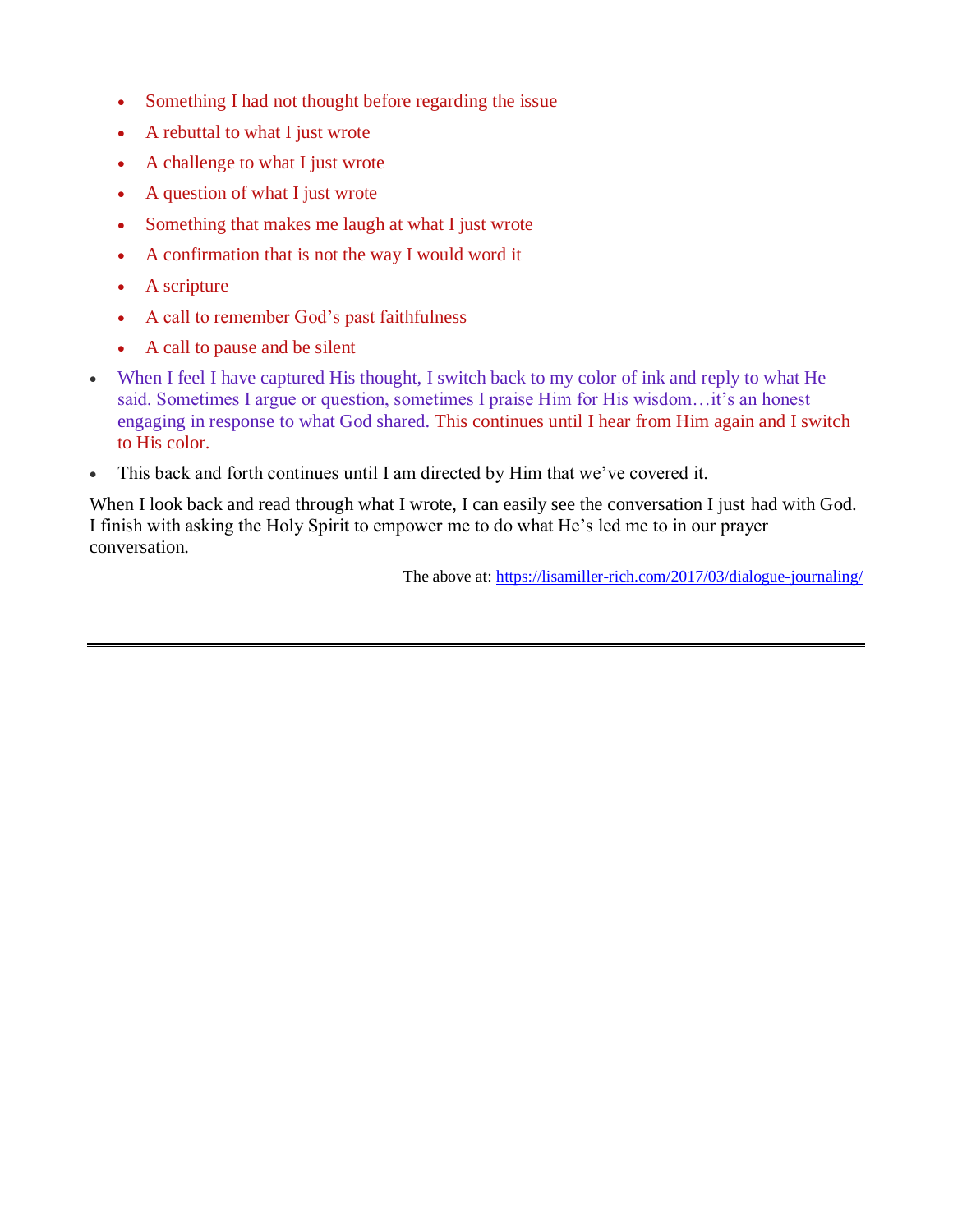- Something I had not thought before regarding the issue
    - A rebuttal to what I just wrote
    - A challenge to what I just wrote
    - A question of what I just wrote
    - Something that makes me laugh at what I just wrote
    - A confirmation that is not the way I would word it
    - A scripture
    - A call to remember God's past faithfulness
    - A call to pause and be silent
- When I feel I have captured His thought, I switch back to my color of ink and reply to what He said. Sometimes I argue or question, sometimes I praise Him for His wisdom…it's an honest engaging in response to what God shared. This continues until I hear from Him again and I switch to His color.
- This back and forth continues until I am directed by Him that we've covered it.

When I look back and read through what I wrote, I can easily see the conversation I just had with God. I finish with asking the Holy Spirit to empower me to do what He's led me to in our prayer conversation.

The above at: https://lisamiller-rich.com/2017/03/dialogue-journaling/

---